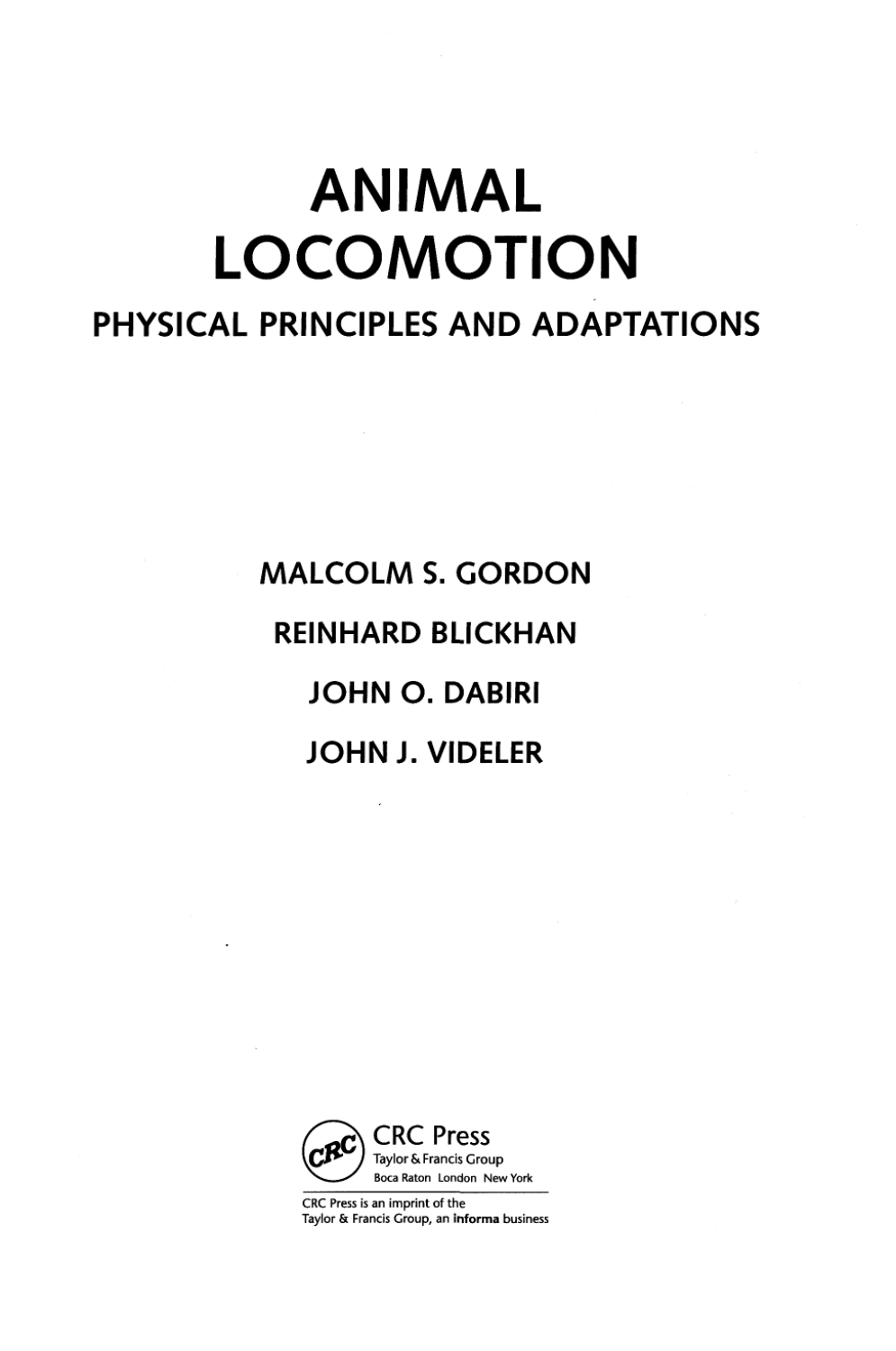# ANIMAL LOCOMOTION

## PHYSICAL PRINCIPLES AND ADAPTATIONS

MALCOLM S. GORDON

REINHARD BLICKHAN

JOHN O. DABIRI

JOHN J. VIDELER

CRC Press
Taylor & Francis Group
Boca Raton London New York

CRC Press is an imprint of the
Taylor & Francis Group, an **informa** business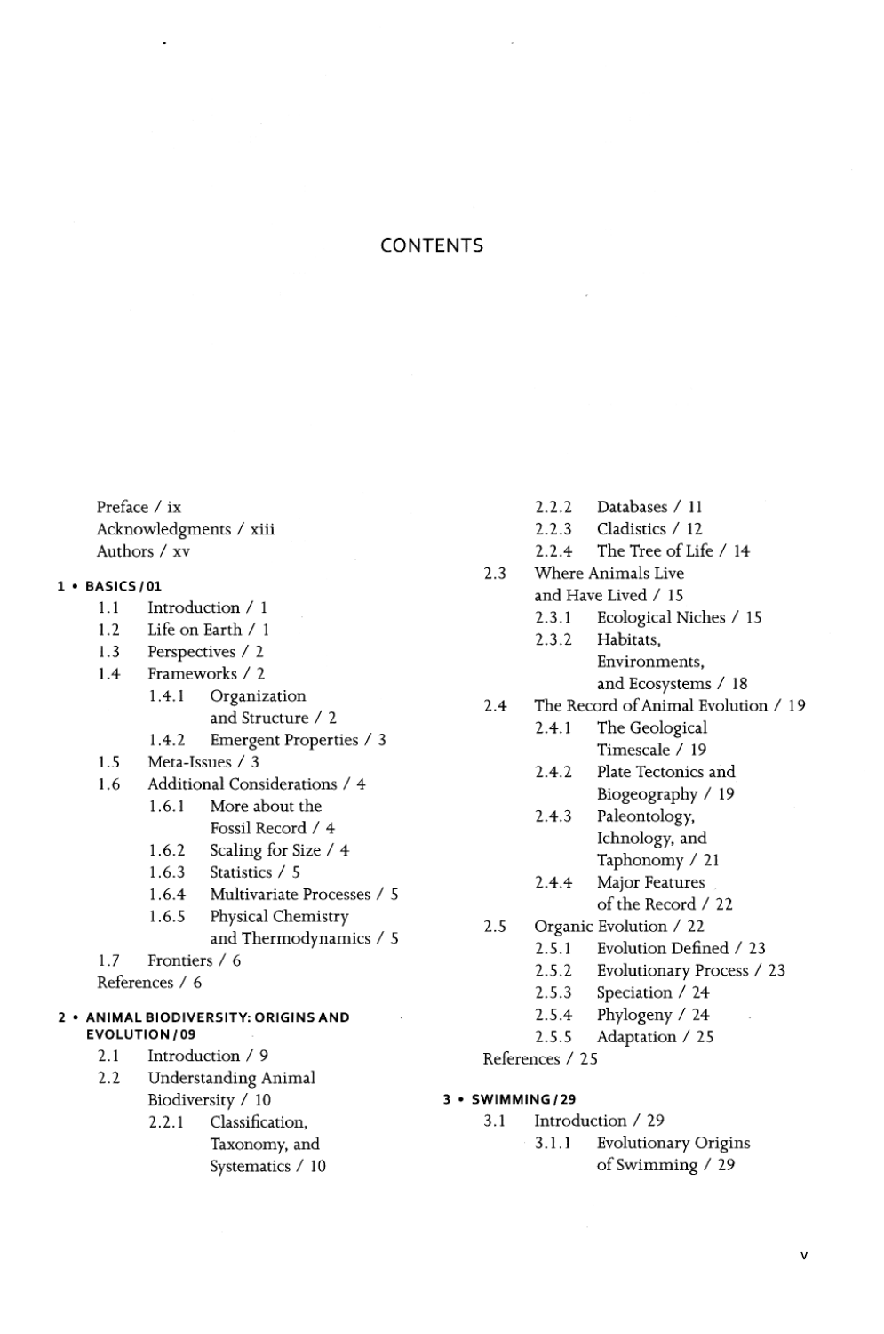# CONTENTS

Preface / ix
Acknowledgments / xiii
Authors / xv

**1 • BASICS / 01**

- 1.1 Introduction / 1
- 1.2 Life on Earth / 1
- 1.3 Perspectives / 2
- 1.4 Frameworks / 2
  - 1.4.1 Organization and Structure / 2
  - 1.4.2 Emergent Properties / 3
- 1.5 Meta-Issues / 3
- 1.6 Additional Considerations / 4
  - 1.6.1 More about the Fossil Record / 4
  - 1.6.2 Scaling for Size / 4
  - 1.6.3 Statistics / 5
  - 1.6.4 Multivariate Processes / 5
  - 1.6.5 Physical Chemistry and Thermodynamics / 5
- 1.7 Frontiers / 6

References / 6

**2 • ANIMAL BIODIVERSITY: ORIGINS AND EVOLUTION / 09**

- 2.1 Introduction / 9
- 2.2 Understanding Animal Biodiversity / 10
  - 2.2.1 Classification, Taxonomy, and Systematics / 10
  - 2.2.2 Databases / 11
  - 2.2.3 Cladistics / 12
  - 2.2.4 The Tree of Life / 14
- 2.3 Where Animals Live and Have Lived / 15
  - 2.3.1 Ecological Niches / 15
  - 2.3.2 Habitats, Environments, and Ecosystems / 18
- 2.4 The Record of Animal Evolution / 19
  - 2.4.1 The Geological Timescale / 19
  - 2.4.2 Plate Tectonics and Biogeography / 19
  - 2.4.3 Paleontology, Ichnology, and Taphonomy / 21
  - 2.4.4 Major Features of the Record / 22
- 2.5 Organic Evolution / 22
  - 2.5.1 Evolution Defined / 23
  - 2.5.2 Evolutionary Process / 23
  - 2.5.3 Speciation / 24
  - 2.5.4 Phylogeny / 24
  - 2.5.5 Adaptation / 25

References / 25

**3 • SWIMMING / 29**

- 3.1 Introduction / 29
  - 3.1.1 Evolutionary Origins of Swimming / 29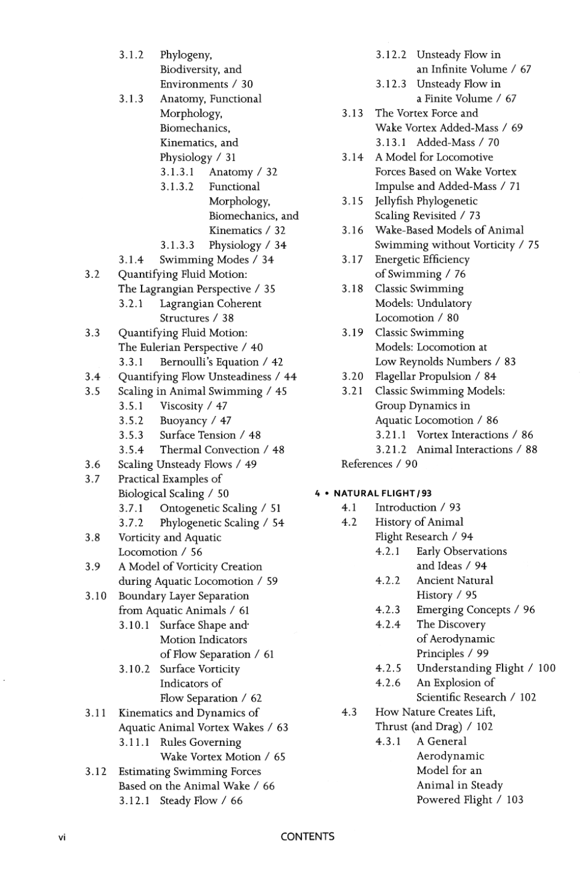- 3.1.2 Phylogeny, Biodiversity, and Environments / 30
- 3.1.3 Anatomy, Functional Morphology, Biomechanics, Kinematics, and Physiology / 31
  - 3.1.3.1 Anatomy / 32
  - 3.1.3.2 Functional Morphology, Biomechanics, and Kinematics / 32
  - 3.1.3.3 Physiology / 34
- 3.1.4 Swimming Modes / 34

3.2 Quantifying Fluid Motion: The Lagrangian Perspective / 35
- 3.2.1 Lagrangian Coherent Structures / 38

3.3 Quantifying Fluid Motion: The Eulerian Perspective / 40
- 3.3.1 Bernoulli's Equation / 42

3.4 Quantifying Flow Unsteadiness / 44

3.5 Scaling in Animal Swimming / 45
- 3.5.1 Viscosity / 47
- 3.5.2 Buoyancy / 47
- 3.5.3 Surface Tension / 48
- 3.5.4 Thermal Convection / 48

3.6 Scaling Unsteady Flows / 49

3.7 Practical Examples of Biological Scaling / 50
- 3.7.1 Ontogenetic Scaling / 51
- 3.7.2 Phylogenetic Scaling / 54

3.8 Vorticity and Aquatic Locomotion / 56

3.9 A Model of Vorticity Creation during Aquatic Locomotion / 59

3.10 Boundary Layer Separation from Aquatic Animals / 61
- 3.10.1 Surface Shape and Motion Indicators of Flow Separation / 61
- 3.10.2 Surface Vorticity Indicators of Flow Separation / 62

3.11 Kinematics and Dynamics of Aquatic Animal Vortex Wakes / 63
- 3.11.1 Rules Governing Wake Vortex Motion / 65

3.12 Estimating Swimming Forces Based on the Animal Wake / 66
- 3.12.1 Steady Flow / 66
- 3.12.2 Unsteady Flow in an Infinite Volume / 67
- 3.12.3 Unsteady Flow in a Finite Volume / 67

3.13 The Vortex Force and Wake Vortex Added-Mass / 69
- 3.13.1 Added-Mass / 70

3.14 A Model for Locomotive Forces Based on Wake Vortex Impulse and Added-Mass / 71

3.15 Jellyfish Phylogenetic Scaling Revisited / 73

3.16 Wake-Based Models of Animal Swimming without Vorticity / 75

3.17 Energetic Efficiency of Swimming / 76

3.18 Classic Swimming Models: Undulatory Locomotion / 80

3.19 Classic Swimming Models: Locomotion at Low Reynolds Numbers / 83

3.20 Flagellar Propulsion / 84

3.21 Classic Swimming Models: Group Dynamics in Aquatic Locomotion / 86
- 3.21.1 Vortex Interactions / 86
- 3.21.2 Animal Interactions / 88

References / 90

**4 • NATURAL FLIGHT / 93**

4.1 Introduction / 93

4.2 History of Animal Flight Research / 94
- 4.2.1 Early Observations and Ideas / 94
- 4.2.2 Ancient Natural History / 95
- 4.2.3 Emerging Concepts / 96
- 4.2.4 The Discovery of Aerodynamic Principles / 99
- 4.2.5 Understanding Flight / 100
- 4.2.6 An Explosion of Scientific Research / 102

4.3 How Nature Creates Lift, Thrust (and Drag) / 102
- 4.3.1 A General Aerodynamic Model for an Animal in Steady Powered Flight / 103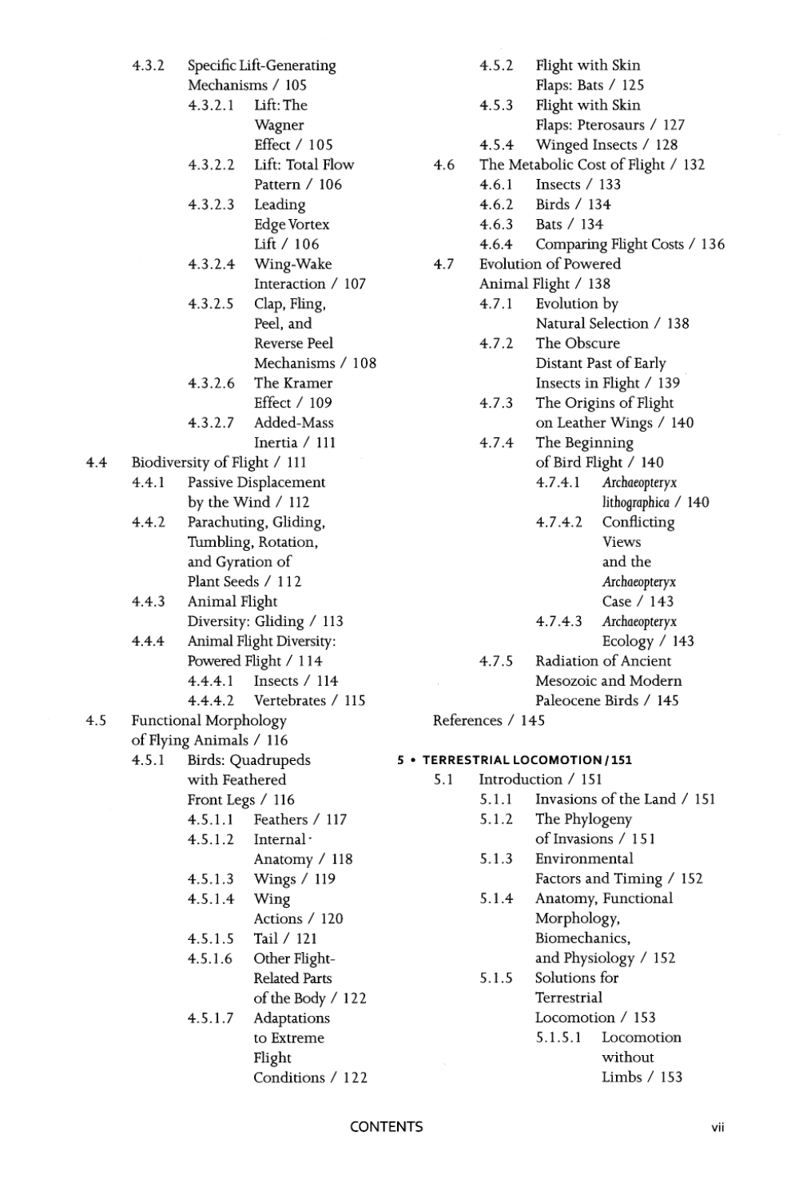- 4.3.2 Specific Lift-Generating Mechanisms / 105
  - 4.3.2.1 Lift: The Wagner Effect / 105
  - 4.3.2.2 Lift: Total Flow Pattern / 106
  - 4.3.2.3 Leading Edge Vortex Lift / 106
  - 4.3.2.4 Wing-Wake Interaction / 107
  - 4.3.2.5 Clap, Fling, Peel, and Reverse Peel Mechanisms / 108
  - 4.3.2.6 The Kramer Effect / 109
  - 4.3.2.7 Added-Mass Inertia / 111

4.4 Biodiversity of Flight / 111
- 4.4.1 Passive Displacement by the Wind / 112
- 4.4.2 Parachuting, Gliding, Tumbling, Rotation, and Gyration of Plant Seeds / 112
- 4.4.3 Animal Flight Diversity: Gliding / 113
- 4.4.4 Animal Flight Diversity: Powered Flight / 114
  - 4.4.4.1 Insects / 114
  - 4.4.4.2 Vertebrates / 115

4.5 Functional Morphology of Flying Animals / 116
- 4.5.1 Birds: Quadrupeds with Feathered Front Legs / 116
  - 4.5.1.1 Feathers / 117
  - 4.5.1.2 Internal Anatomy / 118
  - 4.5.1.3 Wings / 119
  - 4.5.1.4 Wing Actions / 120
  - 4.5.1.5 Tail / 121
  - 4.5.1.6 Other Flight-Related Parts of the Body / 122
  - 4.5.1.7 Adaptations to Extreme Flight Conditions / 122
- 4.5.2 Flight with Skin Flaps: Bats / 125
- 4.5.3 Flight with Skin Flaps: Pterosaurs / 127
- 4.5.4 Winged Insects / 128

4.6 The Metabolic Cost of Flight / 132
- 4.6.1 Insects / 133
- 4.6.2 Birds / 134
- 4.6.3 Bats / 134
- 4.6.4 Comparing Flight Costs / 136

4.7 Evolution of Powered Animal Flight / 138
- 4.7.1 Evolution by Natural Selection / 138
- 4.7.2 The Obscure Distant Past of Early Insects in Flight / 139
- 4.7.3 The Origins of Flight on Leather Wings / 140
- 4.7.4 The Beginning of Bird Flight / 140
  - 4.7.4.1 *Archaeopteryx lithographica* / 140
  - 4.7.4.2 Conflicting Views and the *Archaeopteryx* Case / 143
  - 4.7.4.3 *Archaeopteryx* Ecology / 143
- 4.7.5 Radiation of Ancient Mesozoic and Modern Paleocene Birds / 145

References / 145

**5 • TERRESTRIAL LOCOMOTION / 151**

5.1 Introduction / 151
- 5.1.1 Invasions of the Land / 151
- 5.1.2 The Phylogeny of Invasions / 151
- 5.1.3 Environmental Factors and Timing / 152
- 5.1.4 Anatomy, Functional Morphology, Biomechanics, and Physiology / 152
- 5.1.5 Solutions for Terrestrial Locomotion / 153
  - 5.1.5.1 Locomotion without Limbs / 153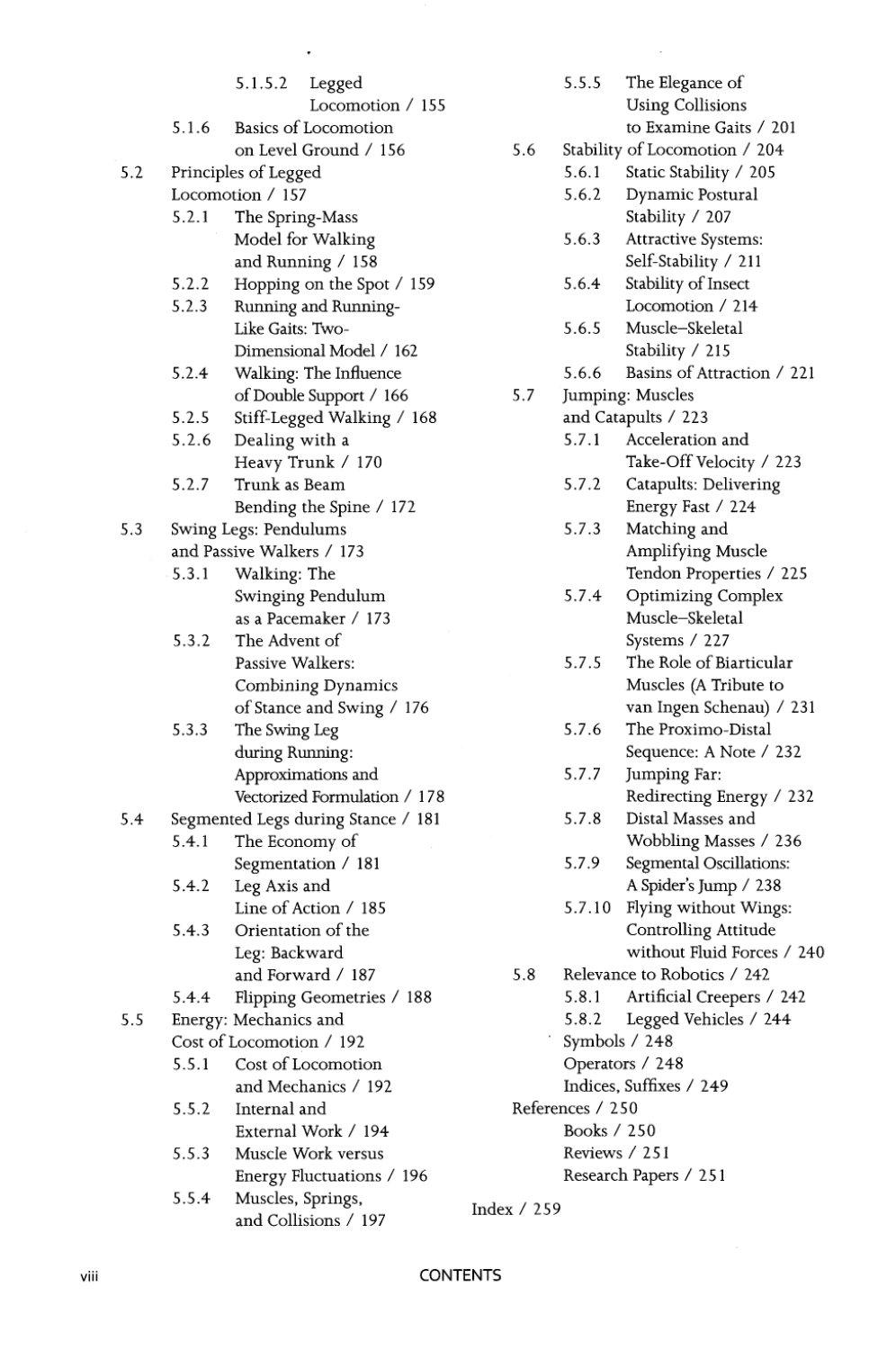5.1.5.2 Legged Locomotion / 155

5.1.6 Basics of Locomotion on Level Ground / 156

5.2 Principles of Legged Locomotion / 157

5.2.1 The Spring-Mass Model for Walking and Running / 158

5.2.2 Hopping on the Spot / 159

5.2.3 Running and Running-Like Gaits: Two-Dimensional Model / 162

5.2.4 Walking: The Influence of Double Support / 166

5.2.5 Stiff-Legged Walking / 168

5.2.6 Dealing with a Heavy Trunk / 170

5.2.7 Trunk as Beam Bending the Spine / 172

5.3 Swing Legs: Pendulums and Passive Walkers / 173

5.3.1 Walking: The Swinging Pendulum as a Pacemaker / 173

5.3.2 The Advent of Passive Walkers: Combining Dynamics of Stance and Swing / 176

5.3.3 The Swing Leg during Running: Approximations and Vectorized Formulation / 178

5.4 Segmented Legs during Stance / 181

5.4.1 The Economy of Segmentation / 181

5.4.2 Leg Axis and Line of Action / 185

5.4.3 Orientation of the Leg: Backward and Forward / 187

5.4.4 Flipping Geometries / 188

5.5 Energy: Mechanics and Cost of Locomotion / 192

5.5.1 Cost of Locomotion and Mechanics / 192

5.5.2 Internal and External Work / 194

5.5.3 Muscle Work versus Energy Fluctuations / 196

5.5.4 Muscles, Springs, and Collisions / 197

5.5.5 The Elegance of Using Collisions to Examine Gaits / 201

5.6 Stability of Locomotion / 204

5.6.1 Static Stability / 205

5.6.2 Dynamic Postural Stability / 207

5.6.3 Attractive Systems: Self-Stability / 211

5.6.4 Stability of Insect Locomotion / 214

5.6.5 Muscle–Skeletal Stability / 215

5.6.6 Basins of Attraction / 221

5.7 Jumping: Muscles and Catapults / 223

5.7.1 Acceleration and Take-Off Velocity / 223

5.7.2 Catapults: Delivering Energy Fast / 224

5.7.3 Matching and Amplifying Muscle Tendon Properties / 225

5.7.4 Optimizing Complex Muscle–Skeletal Systems / 227

5.7.5 The Role of Biarticular Muscles (A Tribute to van Ingen Schenau) / 231

5.7.6 The Proximo-Distal Sequence: A Note / 232

5.7.7 Jumping Far: Redirecting Energy / 232

5.7.8 Distal Masses and Wobbling Masses / 236

5.7.9 Segmental Oscillations: A Spider's Jump / 238

5.7.10 Flying without Wings: Controlling Attitude without Fluid Forces / 240

5.8 Relevance to Robotics / 242

5.8.1 Artificial Creepers / 242

5.8.2 Legged Vehicles / 244

Symbols / 248

Operators / 248

Indices, Suffixes / 249

References / 250

Books / 250

Reviews / 251

Research Papers / 251

Index / 259